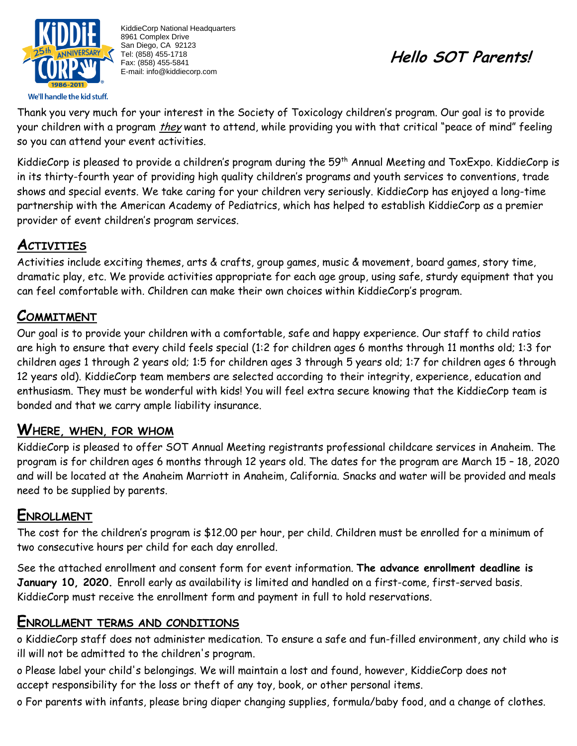KiddieCorp National Headquarters
8961 Complex Drive
San Diego, CA 92123
Tel: (858) 455-1718
Fax: (858) 455-5841
E-mail: info@kiddiecorp.com

We'll handle the kid stuff.

# Hello SOT Parents!

Thank you very much for your interest in the Society of Toxicology children's program. Our goal is to provide your children with a program *they* want to attend, while providing you with that critical "peace of mind" feeling so you can attend your event activities.

KiddieCorp is pleased to provide a children's program during the 59th Annual Meeting and ToxExpo. KiddieCorp is in its thirty-fourth year of providing high quality children's programs and youth services to conventions, trade shows and special events. We take caring for your children very seriously. KiddieCorp has enjoyed a long-time partnership with the American Academy of Pediatrics, which has helped to establish KiddieCorp as a premier provider of event children's program services.

## Activities

Activities include exciting themes, arts & crafts, group games, music & movement, board games, story time, dramatic play, etc. We provide activities appropriate for each age group, using safe, sturdy equipment that you can feel comfortable with. Children can make their own choices within KiddieCorp's program.

## Commitment

Our goal is to provide your children with a comfortable, safe and happy experience. Our staff to child ratios are high to ensure that every child feels special (1:2 for children ages 6 months through 11 months old; 1:3 for children ages 1 through 2 years old; 1:5 for children ages 3 through 5 years old; 1:7 for children ages 6 through 12 years old). KiddieCorp team members are selected according to their integrity, experience, education and enthusiasm. They must be wonderful with kids! You will feel extra secure knowing that the KiddieCorp team is bonded and that we carry ample liability insurance.

## Where, when, for whom

KiddieCorp is pleased to offer SOT Annual Meeting registrants professional childcare services in Anaheim. The program is for children ages 6 months through 12 years old. The dates for the program are March 15 – 18, 2020 and will be located at the Anaheim Marriott in Anaheim, California. Snacks and water will be provided and meals need to be supplied by parents.

## Enrollment

The cost for the children's program is $12.00 per hour, per child. Children must be enrolled for a minimum of two consecutive hours per child for each day enrolled.

See the attached enrollment and consent form for event information. **The advance enrollment deadline is January 10, 2020.** Enroll early as availability is limited and handled on a first-come, first-served basis. KiddieCorp must receive the enrollment form and payment in full to hold reservations.

## Enrollment terms and conditions

- KiddieCorp staff does not administer medication. To ensure a safe and fun-filled environment, any child who is ill will not be admitted to the children's program.
- Please label your child's belongings. We will maintain a lost and found, however, KiddieCorp does not accept responsibility for the loss or theft of any toy, book, or other personal items.
- For parents with infants, please bring diaper changing supplies, formula/baby food, and a change of clothes.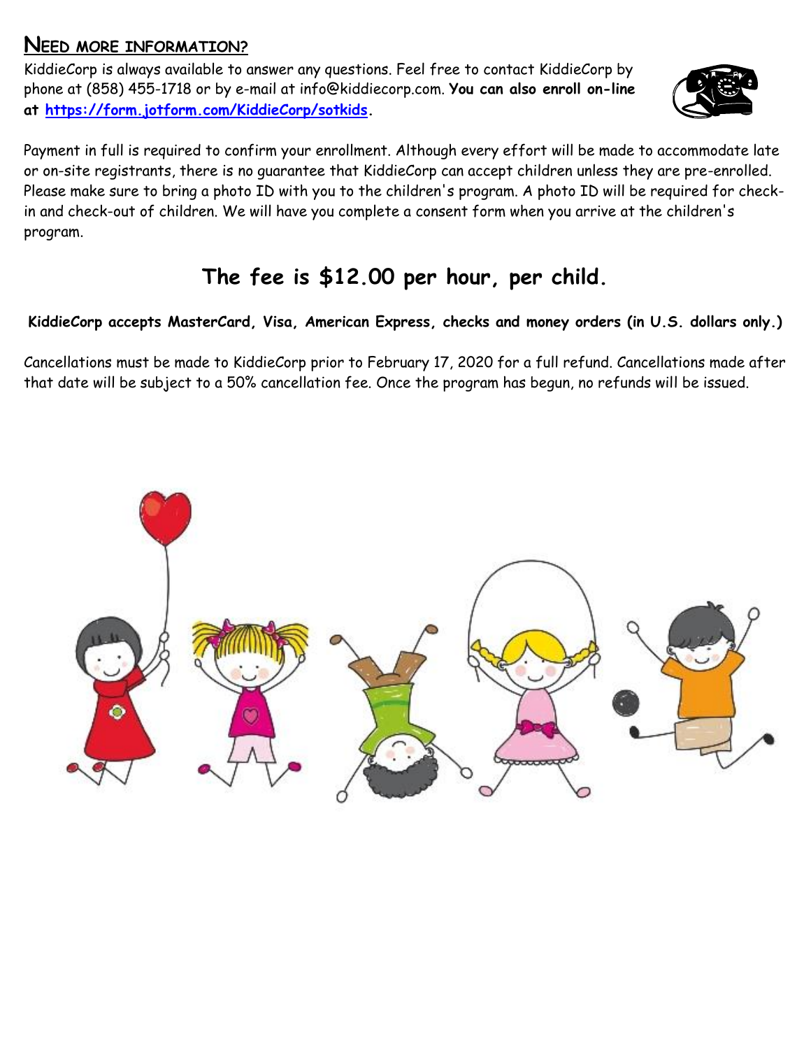## Need more information?

KiddieCorp is always available to answer any questions. Feel free to contact KiddieCorp by phone at (858) 455-1718 or by e-mail at info@kiddiecorp.com. **You can also enroll on-line at [https://form.jotform.com/KiddieCorp/sotkids](https://form.jotform.com/KiddieCorp/sotkids).**

Payment in full is required to confirm your enrollment. Although every effort will be made to accommodate late or on-site registrants, there is no guarantee that KiddieCorp can accept children unless they are pre-enrolled. Please make sure to bring a photo ID with you to the children's program. A photo ID will be required for check-in and check-out of children. We will have you complete a consent form when you arrive at the children's program.

## The fee is $12.00 per hour, per child.

**KiddieCorp accepts MasterCard, Visa, American Express, checks and money orders (in U.S. dollars only.)**

Cancellations must be made to KiddieCorp prior to February 17, 2020 for a full refund. Cancellations made after that date will be subject to a 50% cancellation fee. Once the program has begun, no refunds will be issued.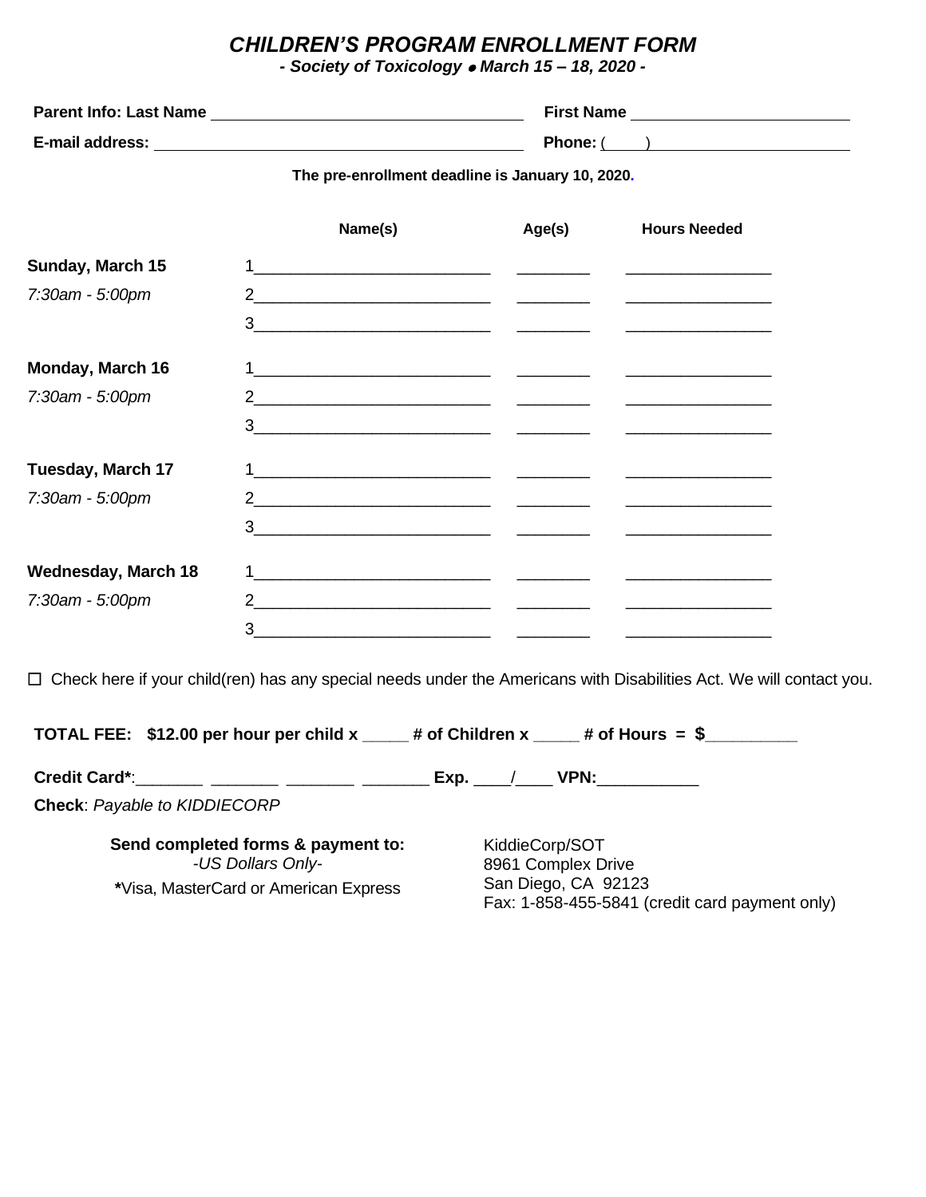# CHILDREN'S PROGRAM ENROLLMENT FORM

***- Society of Toxicology • March 15 – 18, 2020 -***

**Parent Info: Last Name** ______________________________ **First Name** ____________________

**E-mail address:** ______________________________ **Phone:** (____) ____________________

**The pre-enrollment deadline is January 10, 2020.**

| | Name(s) | Age(s) | Hours Needed |
|---|---|---|---|
| **Sunday, March 15** | 1__________________________ | ________ | ________________ |
| *7:30am - 5:00pm* | 2__________________________ | ________ | ________________ |
| | 3__________________________ | ________ | ________________ |
| **Monday, March 16** | 1__________________________ | ________ | ________________ |
| *7:30am - 5:00pm* | 2__________________________ | ________ | ________________ |
| | 3__________________________ | ________ | ________________ |
| **Tuesday, March 17** | 1__________________________ | ________ | ________________ |
| *7:30am - 5:00pm* | 2__________________________ | ________ | ________________ |
| | 3__________________________ | ________ | ________________ |
| **Wednesday, March 18** | 1__________________________ | ________ | ________________ |
| *7:30am - 5:00pm* | 2__________________________ | ________ | ________________ |
| | 3__________________________ | ________ | ________________ |

☐ Check here if your child(ren) has any special needs under the Americans with Disabilities Act. We will contact you.

**TOTAL FEE: $12.00 per hour per child x _____ # of Children x _____ # of Hours = $__________**

**Credit Card***:_______ _______ _______ _______ **Exp.** ____/____ **VPN:**___________

**Check**: *Payable to KIDDIECORP*

**Send completed forms & payment to:**
*-US Dollars Only-*
***Visa, MasterCard or American Express**

KiddieCorp/SOT
8961 Complex Drive
San Diego, CA 92123
Fax: 1-858-455-5841 (credit card payment only)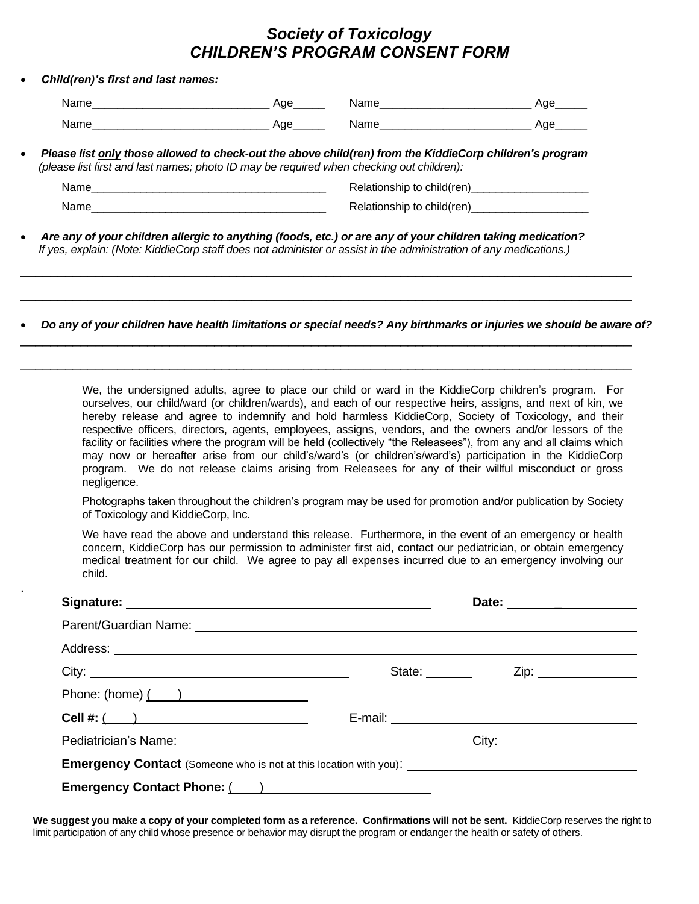# *Society of Toxicology*
# *CHILDREN'S PROGRAM CONSENT FORM*

- ***Child(ren)'s first and last names:***

Name____________________________ Age_____ Name________________________ Age_____

Name____________________________ Age_____ Name________________________ Age_____

- ***Please list only those allowed to check-out the above child(ren) from the KiddieCorp children's program*** *(please list first and last names; photo ID may be required when checking out children):*

Name______________________________________ Relationship to child(ren)___________________

Name______________________________________ Relationship to child(ren)___________________

- ***Are any of your children allergic to anything (foods, etc.) or are any of your children taking medication?*** *If yes, explain: (Note: KiddieCorp staff does not administer or assist in the administration of any medications.)*

_____________________________________________________________________________________________

_____________________________________________________________________________________________

- ***Do any of your children have health limitations or special needs? Any birthmarks or injuries we should be aware of?***

_____________________________________________________________________________________________

_____________________________________________________________________________________________

We, the undersigned adults, agree to place our child or ward in the KiddieCorp children's program. For ourselves, our child/ward (or children/wards), and each of our respective heirs, assigns, and next of kin, we hereby release and agree to indemnify and hold harmless KiddieCorp, Society of Toxicology, and their respective officers, directors, agents, employees, assigns, vendors, and the owners and/or lessors of the facility or facilities where the program will be held (collectively "the Releasees"), from any and all claims which may now or hereafter arise from our child's/ward's (or children's/ward's) participation in the KiddieCorp program. We do not release claims arising from Releasees for any of their willful misconduct or gross negligence.

Photographs taken throughout the children's program may be used for promotion and/or publication by Society of Toxicology and KiddieCorp, Inc.

We have read the above and understand this release. Furthermore, in the event of an emergency or health concern, KiddieCorp has our permission to administer first aid, contact our pediatrician, or obtain emergency medical treatment for our child. We agree to pay all expenses incurred due to an emergency involving our child.

**Signature:** ____________________________________________ **Date:** ____________________

Parent/Guardian Name: ____________________________________________________________

Address: ________________________________________________________________________

City: ______________________________________ State: ________ Zip: _______________

Phone: (home) ( ) ____________________

**Cell #:** ( ) ________________________ E-mail: ______________________________________

Pediatrician's Name: ____________________________________ City: ____________________

**Emergency Contact** (Someone who is not at this location with you): ________________________________

**Emergency Contact Phone:** ( ) ________________________

**We suggest you make a copy of your completed form as a reference. Confirmations will not be sent.** KiddieCorp reserves the right to limit participation of any child whose presence or behavior may disrupt the program or endanger the health or safety of others.